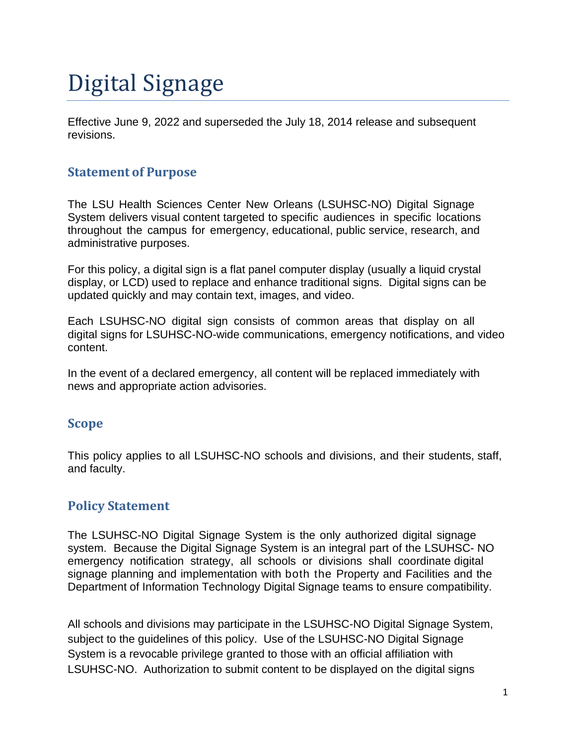# Digital Signage

Effective June 9, 2022 and superseded the July 18, 2014 release and subsequent revisions.

## Statement of Purpose

The LSU Health Sciences Center New Orleans (LSUHSC-NO) Digital Signage System delivers visual content targeted to specific audiences in specific locations throughout the campus for emergency, educational, public service, research, and administrative purposes.

For this policy, a digital sign is a flat panel computer display (usually a liquid crystal display, or LCD) used to replace and enhance traditional signs. Digital signs can be updated quickly and may contain text, images, and video.

Each LSUHSC-NO digital sign consists of common areas that display on all digital signs for LSUHSC-NO-wide communications, emergency notifications, and video content.

In the event of a declared emergency, all content will be replaced immediately with news and appropriate action advisories.

## Scope

This policy applies to all LSUHSC-NO schools and divisions, and their students, staff, and faculty.

## Policy Statement

The LSUHSC-NO Digital Signage System is the only authorized digital signage system. Because the Digital Signage System is an integral part of the LSUHSC- NO emergency notification strategy, all schools or divisions shall coordinate digital signage planning and implementation with both the Property and Facilities and the Department of Information Technology Digital Signage teams to ensure compatibility.

All schools and divisions may participate in the LSUHSC-NO Digital Signage System, subject to the guidelines of this policy. Use of the LSUHSC-NO Digital Signage System is a revocable privilege granted to those with an official affiliation with LSUHSC-NO. Authorization to submit content to be displayed on the digital signs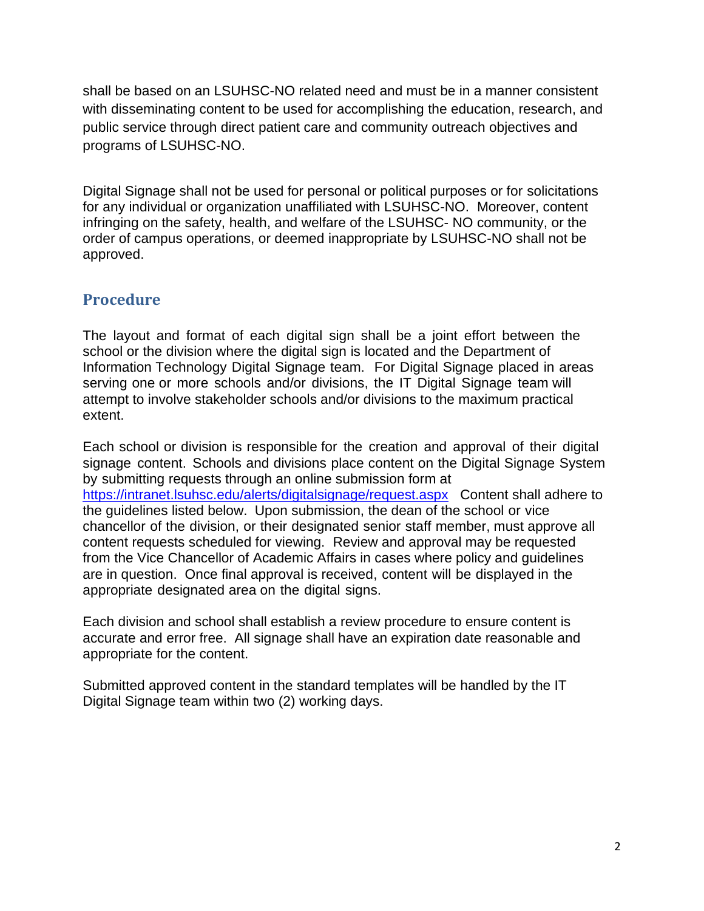shall be based on an LSUHSC-NO related need and must be in a manner consistent with disseminating content to be used for accomplishing the education, research, and public service through direct patient care and community outreach objectives and programs of LSUHSC-NO.

Digital Signage shall not be used for personal or political purposes or for solicitations for any individual or organization unaffiliated with LSUHSC-NO. Moreover, content infringing on the safety, health, and welfare of the LSUHSC- NO community, or the order of campus operations, or deemed inappropriate by LSUHSC-NO shall not be approved.

## Procedure

The layout and format of each digital sign shall be a joint effort between the school or the division where the digital sign is located and the Department of Information Technology Digital Signage team. For Digital Signage placed in areas serving one or more schools and/or divisions, the IT Digital Signage team will attempt to involve stakeholder schools and/or divisions to the maximum practical extent.

Each school or division is responsible for the creation and approval of their digital signage content. Schools and divisions place content on the Digital Signage System by submitting requests through an online submission form at https://intranet.lsuhsc.edu/alerts/digitalsignage/request.aspx Content shall adhere to the guidelines listed below. Upon submission, the dean of the school or vice chancellor of the division, or their designated senior staff member, must approve all content requests scheduled for viewing. Review and approval may be requested from the Vice Chancellor of Academic Affairs in cases where policy and guidelines are in question. Once final approval is received, content will be displayed in the appropriate designated area on the digital signs.

Each division and school shall establish a review procedure to ensure content is accurate and error free. All signage shall have an expiration date reasonable and appropriate for the content.

Submitted approved content in the standard templates will be handled by the IT Digital Signage team within two (2) working days.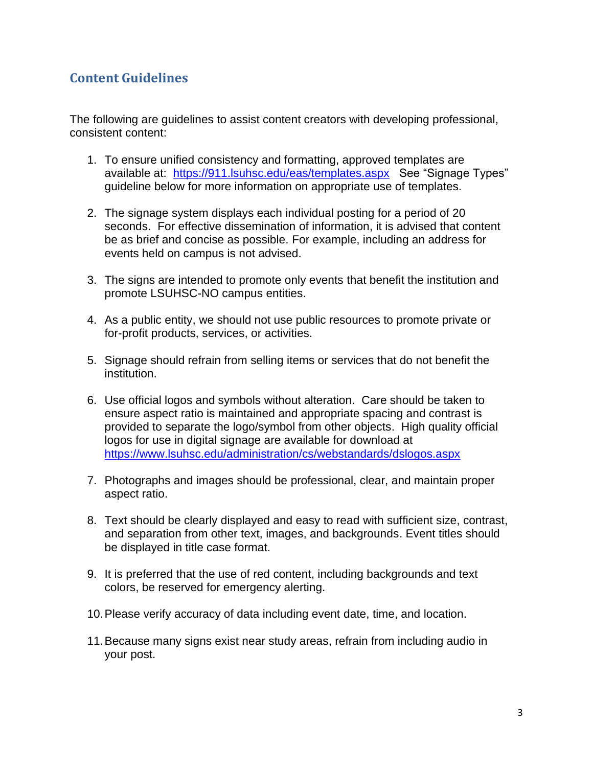## Content Guidelines

The following are guidelines to assist content creators with developing professional, consistent content:

1. To ensure unified consistency and formatting, approved templates are available at: https://911.lsuhsc.edu/eas/templates.aspx See "Signage Types" guideline below for more information on appropriate use of templates.

2. The signage system displays each individual posting for a period of 20 seconds. For effective dissemination of information, it is advised that content be as brief and concise as possible. For example, including an address for events held on campus is not advised.

3. The signs are intended to promote only events that benefit the institution and promote LSUHSC-NO campus entities.

4. As a public entity, we should not use public resources to promote private or for-profit products, services, or activities.

5. Signage should refrain from selling items or services that do not benefit the institution.

6. Use official logos and symbols without alteration. Care should be taken to ensure aspect ratio is maintained and appropriate spacing and contrast is provided to separate the logo/symbol from other objects. High quality official logos for use in digital signage are available for download at https://www.lsuhsc.edu/administration/cs/webstandards/dslogos.aspx

7. Photographs and images should be professional, clear, and maintain proper aspect ratio.

8. Text should be clearly displayed and easy to read with sufficient size, contrast, and separation from other text, images, and backgrounds. Event titles should be displayed in title case format.

9. It is preferred that the use of red content, including backgrounds and text colors, be reserved for emergency alerting.

10. Please verify accuracy of data including event date, time, and location.

11. Because many signs exist near study areas, refrain from including audio in your post.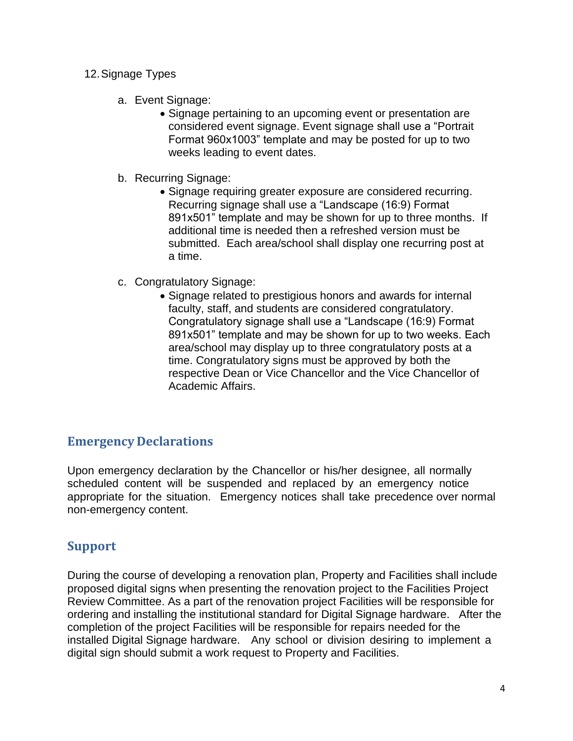12. Signage Types

    a. Event Signage:
        - Signage pertaining to an upcoming event or presentation are considered event signage. Event signage shall use a "Portrait Format 960x1003" template and may be posted for up to two weeks leading to event dates.

    b. Recurring Signage:
        - Signage requiring greater exposure are considered recurring. Recurring signage shall use a "Landscape (16:9) Format 891x501" template and may be shown for up to three months. If additional time is needed then a refreshed version must be submitted. Each area/school shall display one recurring post at a time.

    c. Congratulatory Signage:
        - Signage related to prestigious honors and awards for internal faculty, staff, and students are considered congratulatory. Congratulatory signage shall use a "Landscape (16:9) Format 891x501" template and may be shown for up to two weeks. Each area/school may display up to three congratulatory posts at a time. Congratulatory signs must be approved by both the respective Dean or Vice Chancellor and the Vice Chancellor of Academic Affairs.

## Emergency Declarations

Upon emergency declaration by the Chancellor or his/her designee, all normally scheduled content will be suspended and replaced by an emergency notice appropriate for the situation. Emergency notices shall take precedence over normal non-emergency content.

## Support

During the course of developing a renovation plan, Property and Facilities shall include proposed digital signs when presenting the renovation project to the Facilities Project Review Committee. As a part of the renovation project Facilities will be responsible for ordering and installing the institutional standard for Digital Signage hardware. After the completion of the project Facilities will be responsible for repairs needed for the installed Digital Signage hardware. Any school or division desiring to implement a digital sign should submit a work request to Property and Facilities.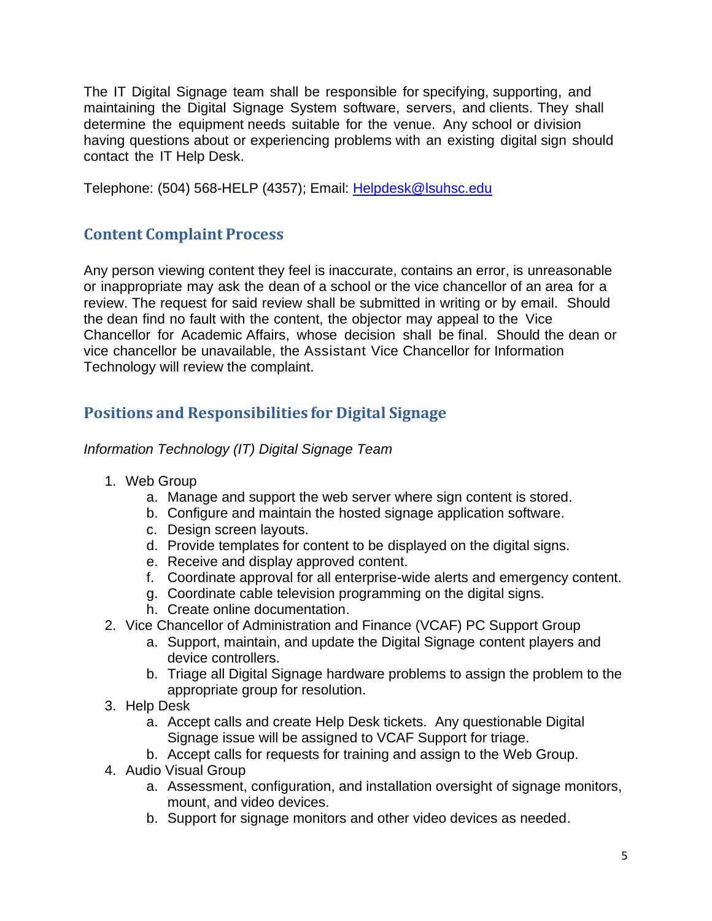The IT Digital Signage team shall be responsible for specifying, supporting, and maintaining the Digital Signage System software, servers, and clients. They shall determine the equipment needs suitable for the venue. Any school or division having questions about or experiencing problems with an existing digital sign should contact the IT Help Desk.

Telephone: (504) 568-HELP (4357); Email: [Helpdesk@lsuhsc.edu](mailto:Helpdesk@lsuhsc.edu)

## Content Complaint Process

Any person viewing content they feel is inaccurate, contains an error, is unreasonable or inappropriate may ask the dean of a school or the vice chancellor of an area for a review. The request for said review shall be submitted in writing or by email. Should the dean find no fault with the content, the objector may appeal to the Vice Chancellor for Academic Affairs, whose decision shall be final. Should the dean or vice chancellor be unavailable, the Assistant Vice Chancellor for Information Technology will review the complaint.

## Positions and Responsibilities for Digital Signage

*Information Technology (IT) Digital Signage Team*

1. Web Group
    a. Manage and support the web server where sign content is stored.
    b. Configure and maintain the hosted signage application software.
    c. Design screen layouts.
    d. Provide templates for content to be displayed on the digital signs.
    e. Receive and display approved content.
    f. Coordinate approval for all enterprise-wide alerts and emergency content.
    g. Coordinate cable television programming on the digital signs.
    h. Create online documentation.
2. Vice Chancellor of Administration and Finance (VCAF) PC Support Group
    a. Support, maintain, and update the Digital Signage content players and device controllers.
    b. Triage all Digital Signage hardware problems to assign the problem to the appropriate group for resolution.
3. Help Desk
    a. Accept calls and create Help Desk tickets. Any questionable Digital Signage issue will be assigned to VCAF Support for triage.
    b. Accept calls for requests for training and assign to the Web Group.
4. Audio Visual Group
    a. Assessment, configuration, and installation oversight of signage monitors, mount, and video devices.
    b. Support for signage monitors and other video devices as needed.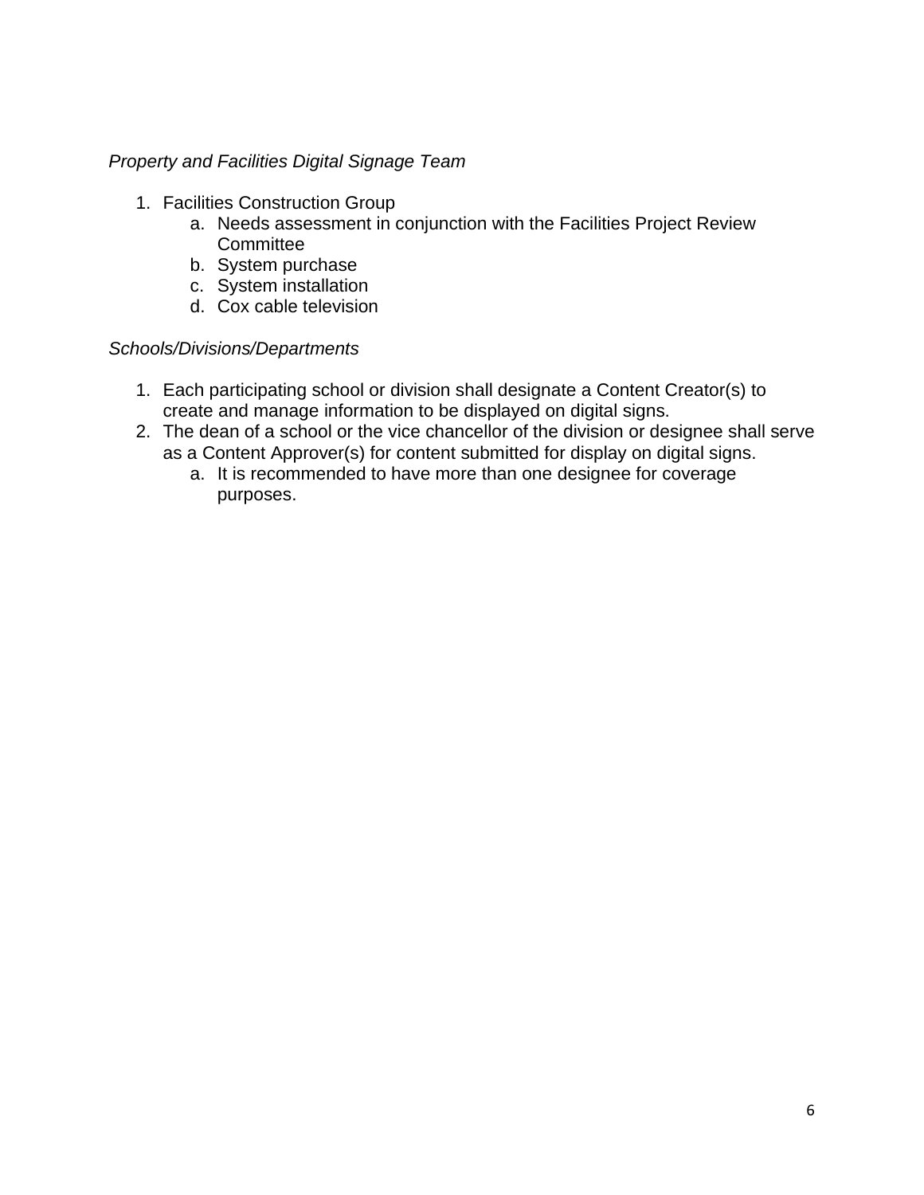*Property and Facilities Digital Signage Team*

1. Facilities Construction Group
   a. Needs assessment in conjunction with the Facilities Project Review Committee
   b. System purchase
   c. System installation
   d. Cox cable television

*Schools/Divisions/Departments*

1. Each participating school or division shall designate a Content Creator(s) to create and manage information to be displayed on digital signs.
2. The dean of a school or the vice chancellor of the division or designee shall serve as a Content Approver(s) for content submitted for display on digital signs.
   a. It is recommended to have more than one designee for coverage purposes.